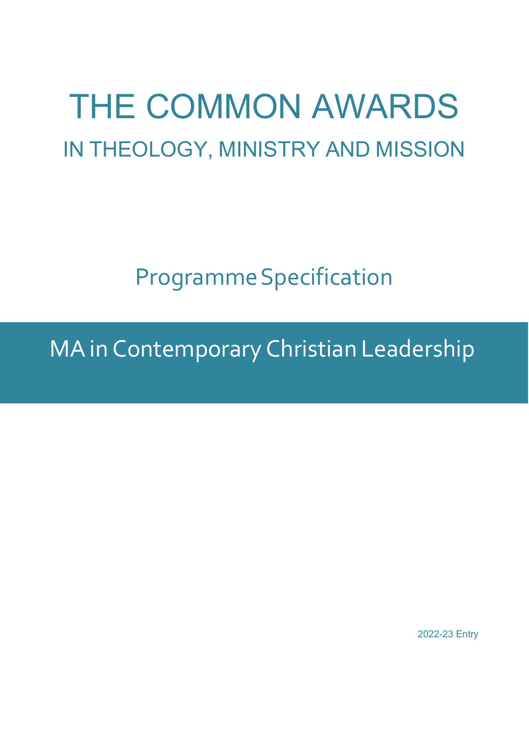# THE COMMON AWARDS

## IN THEOLOGY, MINISTRY AND MISSION

## Programme Specification

## MA in Contemporary Christian Leadership

2022-23 Entry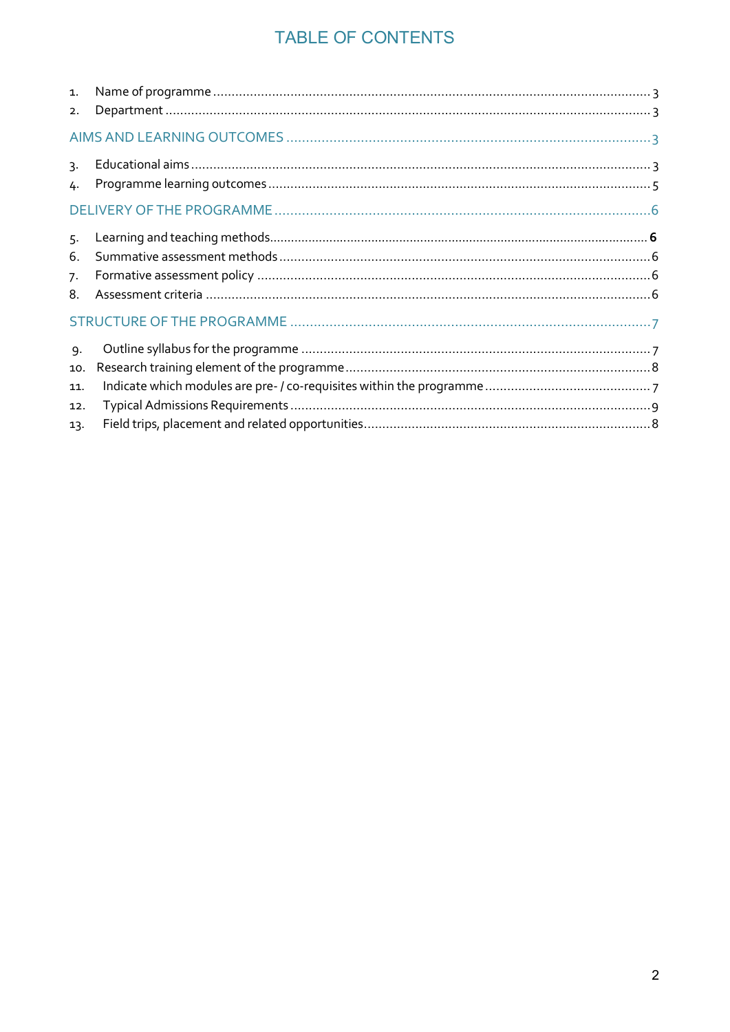# TABLE OF CONTENTS

1. Name of programme ........................................................................................................ 3
2. Department ...................................................................................................................... 3

AIMS AND LEARNING OUTCOMES ........................................................................................ 3

3. Educational aims ............................................................................................................. 3
4. Programme learning outcomes ........................................................................................ 5

DELIVERY OF THE PROGRAMME ........................................................................................ 6

5. Learning and teaching methods........................................................................................ **6**
6. Summative assessment methods ..................................................................................... 6
7. Formative assessment policy .......................................................................................... 6
8. Assessment criteria ........................................................................................................ 6

STRUCTURE OF THE PROGRAMME ..................................................................................... 7

9. Outline syllabus for the programme ............................................................................... 7
10. Research training element of the programme ................................................................ 8
11. Indicate which modules are pre- / co-requisites within the programme ......................... 7
12. Typical Admissions Requirements ................................................................................. 9
13. Field trips, placement and related opportunities............................................................. 8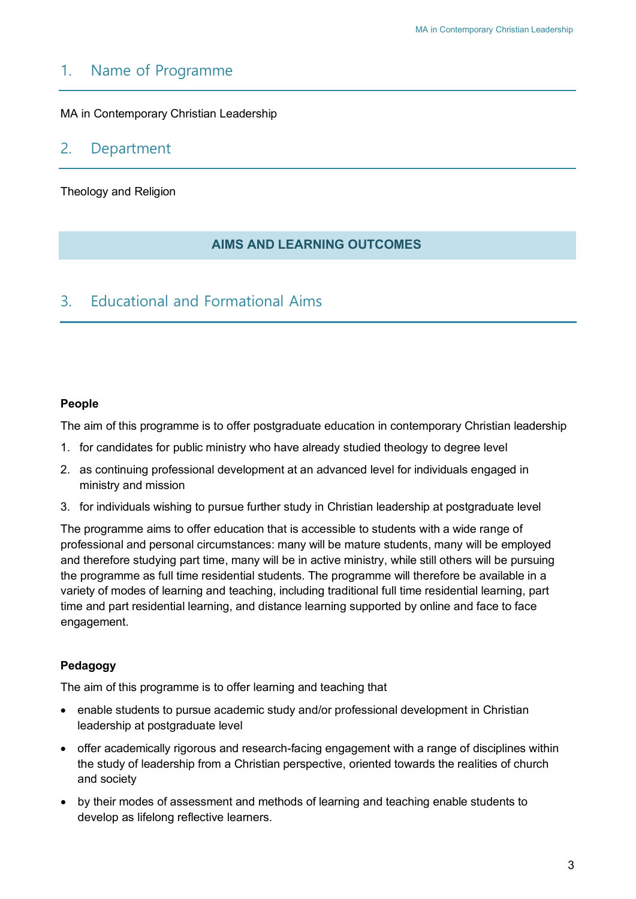## 1. Name of Programme

MA in Contemporary Christian Leadership

## 2. Department

Theology and Religion

**AIMS AND LEARNING OUTCOMES**

## 3. Educational and Formational Aims

**People**

The aim of this programme is to offer postgraduate education in contemporary Christian leadership

1. for candidates for public ministry who have already studied theology to degree level
2. as continuing professional development at an advanced level for individuals engaged in ministry and mission
3. for individuals wishing to pursue further study in Christian leadership at postgraduate level

The programme aims to offer education that is accessible to students with a wide range of professional and personal circumstances: many will be mature students, many will be employed and therefore studying part time, many will be in active ministry, while still others will be pursuing the programme as full time residential students. The programme will therefore be available in a variety of modes of learning and teaching, including traditional full time residential learning, part time and part residential learning, and distance learning supported by online and face to face engagement.

**Pedagogy**

The aim of this programme is to offer learning and teaching that

- enable students to pursue academic study and/or professional development in Christian leadership at postgraduate level
- offer academically rigorous and research-facing engagement with a range of disciplines within the study of leadership from a Christian perspective, oriented towards the realities of church and society
- by their modes of assessment and methods of learning and teaching enable students to develop as lifelong reflective learners.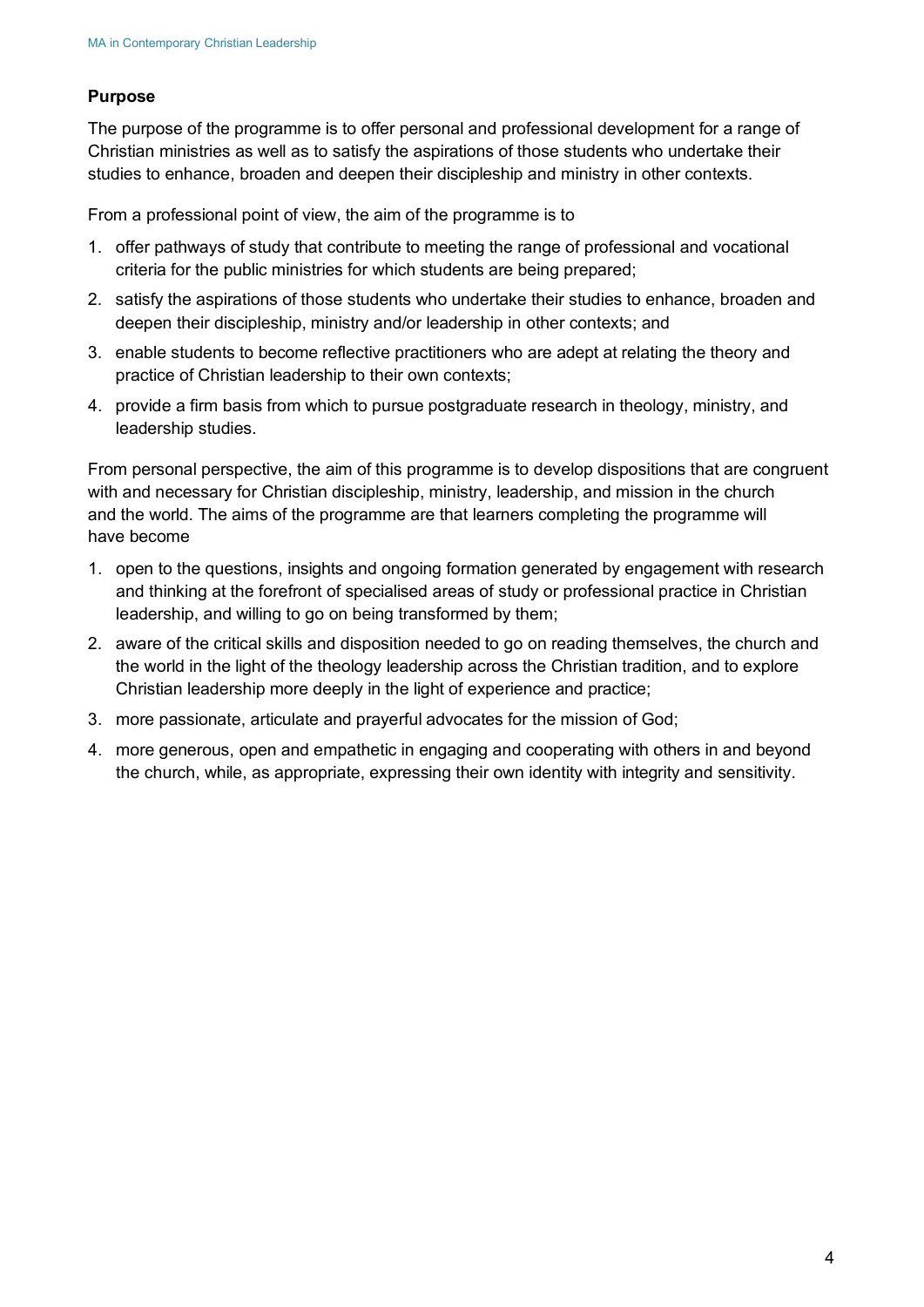**Purpose**

The purpose of the programme is to offer personal and professional development for a range of Christian ministries as well as to satisfy the aspirations of those students who undertake their studies to enhance, broaden and deepen their discipleship and ministry in other contexts.

From a professional point of view, the aim of the programme is to

1. offer pathways of study that contribute to meeting the range of professional and vocational criteria for the public ministries for which students are being prepared;
2. satisfy the aspirations of those students who undertake their studies to enhance, broaden and deepen their discipleship, ministry and/or leadership in other contexts; and
3. enable students to become reflective practitioners who are adept at relating the theory and practice of Christian leadership to their own contexts;
4. provide a firm basis from which to pursue postgraduate research in theology, ministry, and leadership studies.

From personal perspective, the aim of this programme is to develop dispositions that are congruent with and necessary for Christian discipleship, ministry, leadership, and mission in the church and the world. The aims of the programme are that learners completing the programme will have become

1. open to the questions, insights and ongoing formation generated by engagement with research and thinking at the forefront of specialised areas of study or professional practice in Christian leadership, and willing to go on being transformed by them;
2. aware of the critical skills and disposition needed to go on reading themselves, the church and the world in the light of the theology leadership across the Christian tradition, and to explore Christian leadership more deeply in the light of experience and practice;
3. more passionate, articulate and prayerful advocates for the mission of God;
4. more generous, open and empathetic in engaging and cooperating with others in and beyond the church, while, as appropriate, expressing their own identity with integrity and sensitivity.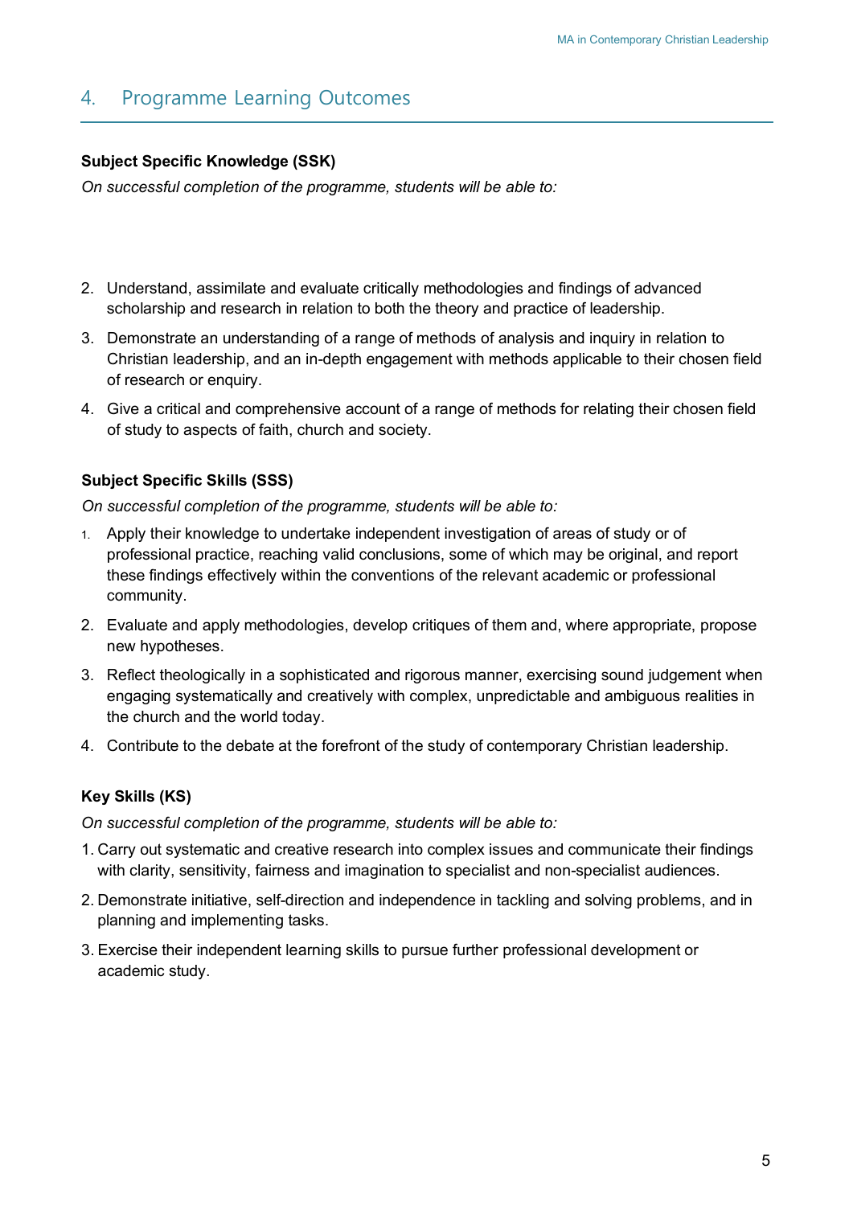## 4. Programme Learning Outcomes

**Subject Specific Knowledge (SSK)**

*On successful completion of the programme, students will be able to:*

2. Understand, assimilate and evaluate critically methodologies and findings of advanced scholarship and research in relation to both the theory and practice of leadership.
3. Demonstrate an understanding of a range of methods of analysis and inquiry in relation to Christian leadership, and an in-depth engagement with methods applicable to their chosen field of research or enquiry.
4. Give a critical and comprehensive account of a range of methods for relating their chosen field of study to aspects of faith, church and society.

**Subject Specific Skills (SSS)**

*On successful completion of the programme, students will be able to:*

1. Apply their knowledge to undertake independent investigation of areas of study or of professional practice, reaching valid conclusions, some of which may be original, and report these findings effectively within the conventions of the relevant academic or professional community.
2. Evaluate and apply methodologies, develop critiques of them and, where appropriate, propose new hypotheses.
3. Reflect theologically in a sophisticated and rigorous manner, exercising sound judgement when engaging systematically and creatively with complex, unpredictable and ambiguous realities in the church and the world today.
4. Contribute to the debate at the forefront of the study of contemporary Christian leadership.

**Key Skills (KS)**

*On successful completion of the programme, students will be able to:*

1. Carry out systematic and creative research into complex issues and communicate their findings with clarity, sensitivity, fairness and imagination to specialist and non-specialist audiences.
2. Demonstrate initiative, self-direction and independence in tackling and solving problems, and in planning and implementing tasks.
3. Exercise their independent learning skills to pursue further professional development or academic study.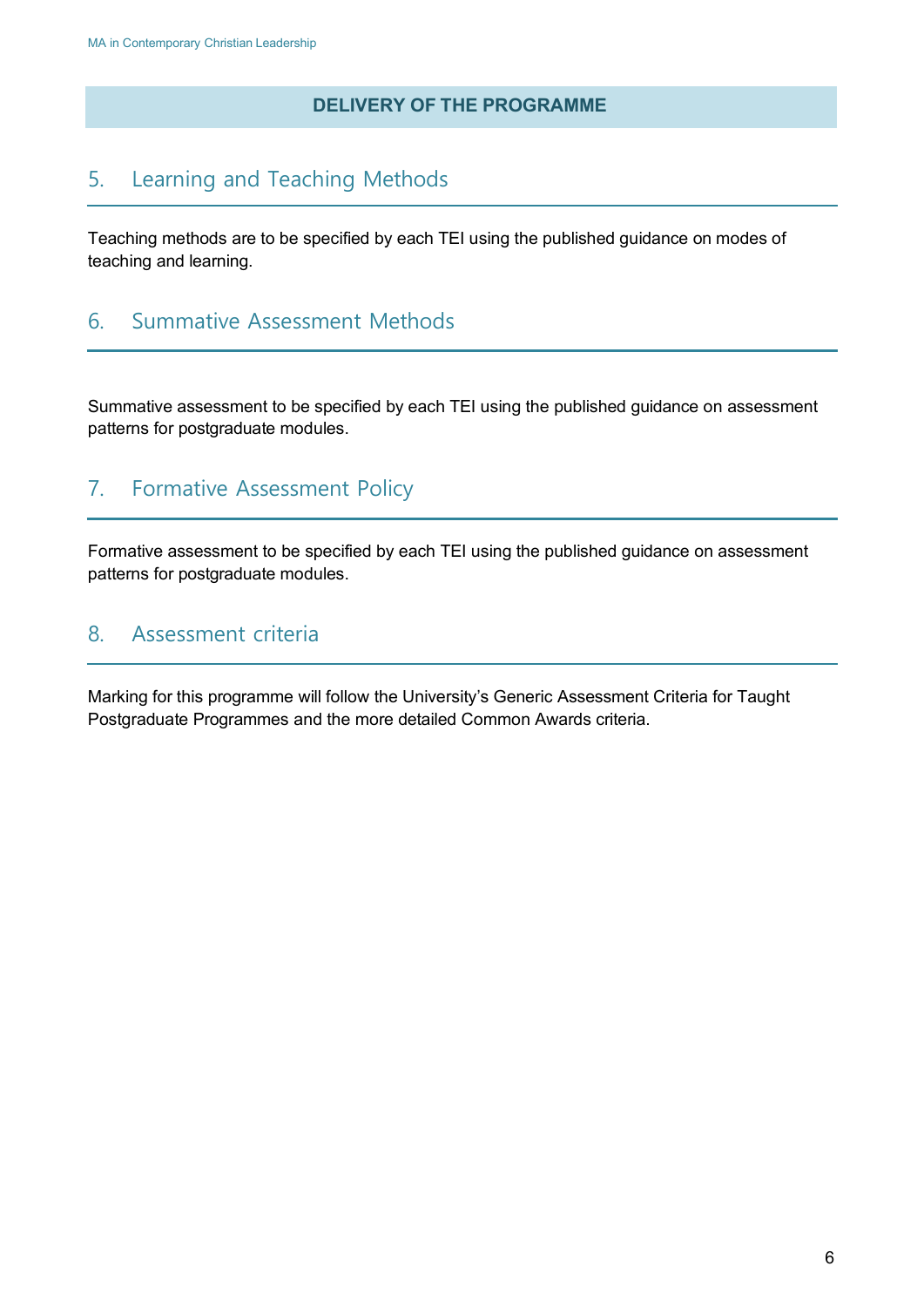## DELIVERY OF THE PROGRAMME

### 5. Learning and Teaching Methods

Teaching methods are to be specified by each TEI using the published guidance on modes of teaching and learning.

### 6. Summative Assessment Methods

Summative assessment to be specified by each TEI using the published guidance on assessment patterns for postgraduate modules.

### 7. Formative Assessment Policy

Formative assessment to be specified by each TEI using the published guidance on assessment patterns for postgraduate modules.

### 8. Assessment criteria

Marking for this programme will follow the University's Generic Assessment Criteria for Taught Postgraduate Programmes and the more detailed Common Awards criteria.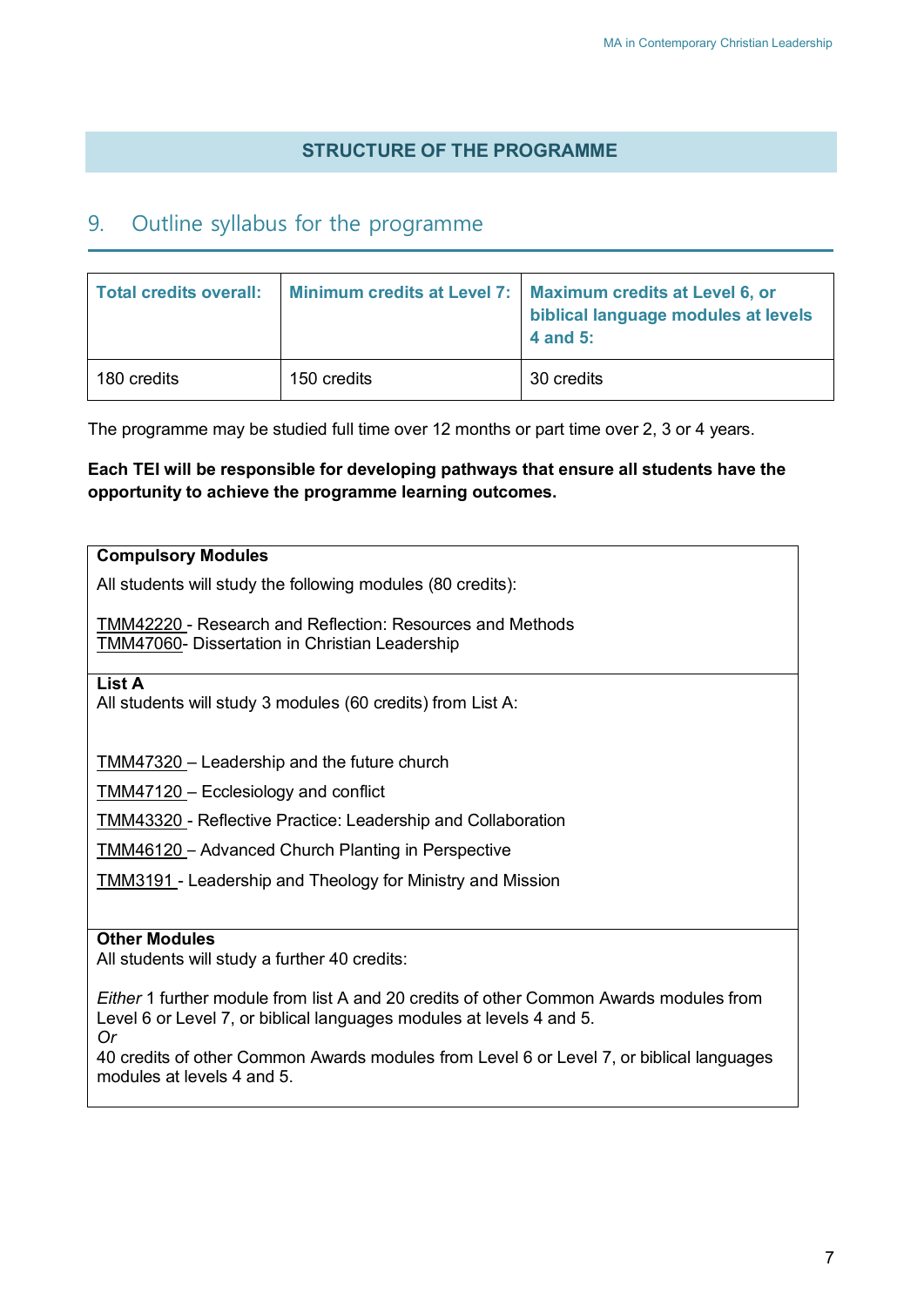## STRUCTURE OF THE PROGRAMME

## 9. Outline syllabus for the programme

| Total credits overall: | Minimum credits at Level 7: | Maximum credits at Level 6, or biblical language modules at levels 4 and 5: |
|---|---|---|
| 180 credits | 150 credits | 30 credits |

The programme may be studied full time over 12 months or part time over 2, 3 or 4 years.

**Each TEI will be responsible for developing pathways that ensure all students have the opportunity to achieve the programme learning outcomes.**

**Compulsory Modules**

All students will study the following modules (80 credits):

TMM42220 - Research and Reflection: Resources and Methods
TMM47060- Dissertation in Christian Leadership

**List A**

All students will study 3 modules (60 credits) from List A:

TMM47320 – Leadership and the future church

TMM47120 – Ecclesiology and conflict

TMM43320 - Reflective Practice: Leadership and Collaboration

TMM46120 – Advanced Church Planting in Perspective

TMM3191 - Leadership and Theology for Ministry and Mission

**Other Modules**

All students will study a further 40 credits:

*Either* 1 further module from list A and 20 credits of other Common Awards modules from Level 6 or Level 7, or biblical languages modules at levels 4 and 5.
*Or*
40 credits of other Common Awards modules from Level 6 or Level 7, or biblical languages modules at levels 4 and 5.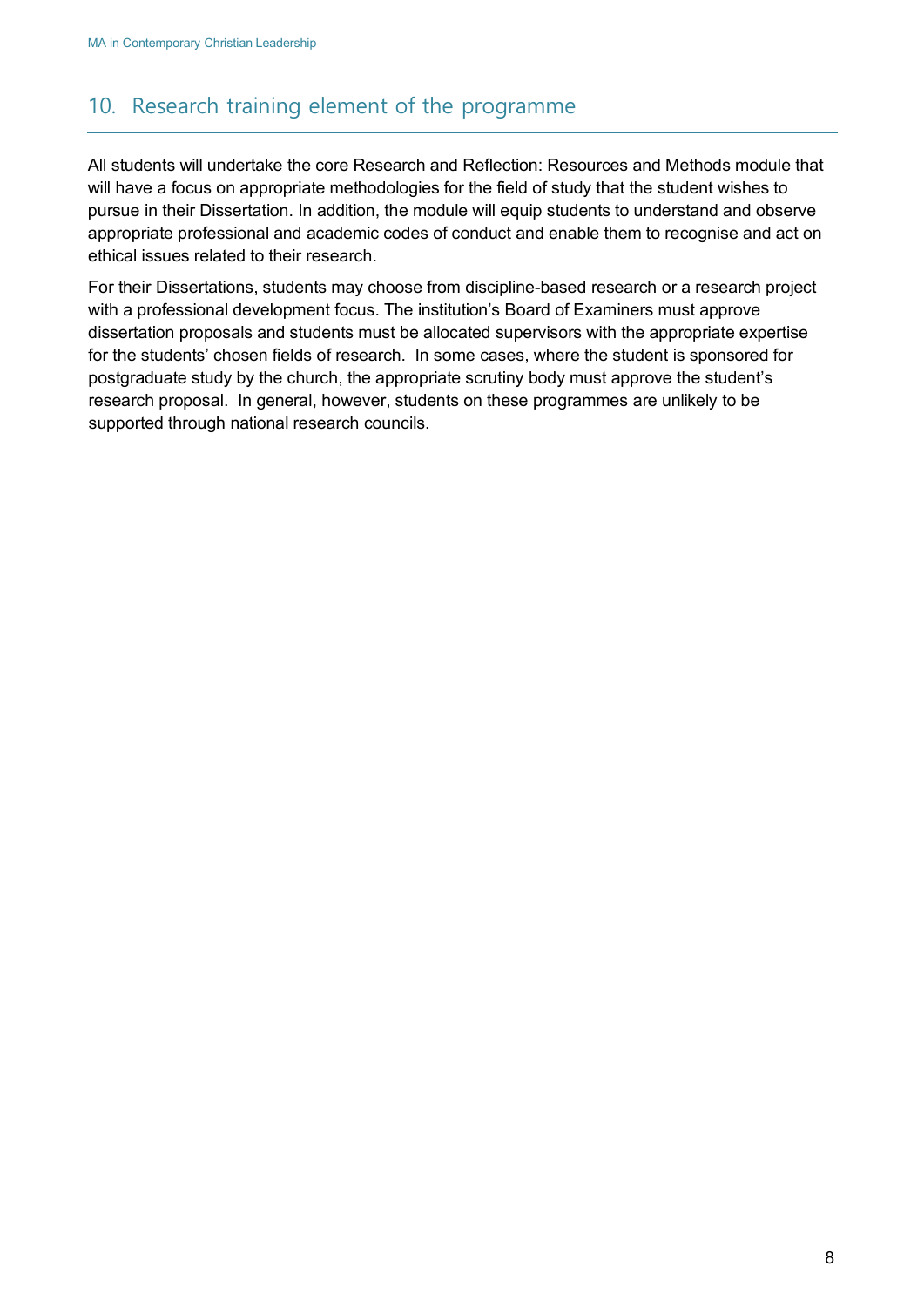## 10. Research training element of the programme

All students will undertake the core Research and Reflection: Resources and Methods module that will have a focus on appropriate methodologies for the field of study that the student wishes to pursue in their Dissertation. In addition, the module will equip students to understand and observe appropriate professional and academic codes of conduct and enable them to recognise and act on ethical issues related to their research.

For their Dissertations, students may choose from discipline-based research or a research project with a professional development focus. The institution's Board of Examiners must approve dissertation proposals and students must be allocated supervisors with the appropriate expertise for the students' chosen fields of research. In some cases, where the student is sponsored for postgraduate study by the church, the appropriate scrutiny body must approve the student's research proposal. In general, however, students on these programmes are unlikely to be supported through national research councils.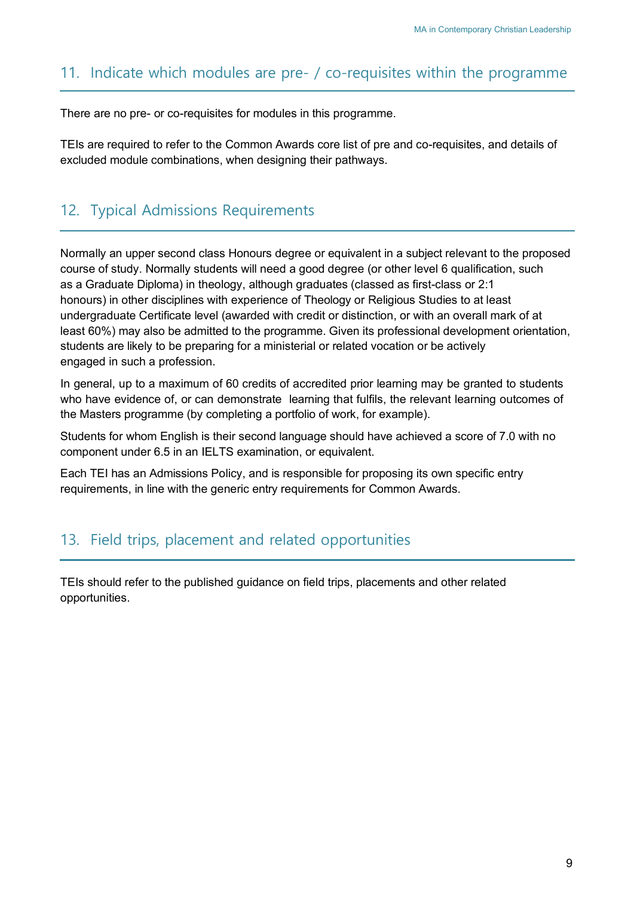## 11. Indicate which modules are pre- / co-requisites within the programme

There are no pre- or co-requisites for modules in this programme.

TEIs are required to refer to the Common Awards core list of pre and co-requisites, and details of excluded module combinations, when designing their pathways.

## 12. Typical Admissions Requirements

Normally an upper second class Honours degree or equivalent in a subject relevant to the proposed course of study. Normally students will need a good degree (or other level 6 qualification, such as a Graduate Diploma) in theology, although graduates (classed as first-class or 2:1 honours) in other disciplines with experience of Theology or Religious Studies to at least undergraduate Certificate level (awarded with credit or distinction, or with an overall mark of at least 60%) may also be admitted to the programme. Given its professional development orientation, students are likely to be preparing for a ministerial or related vocation or be actively engaged in such a profession.

In general, up to a maximum of 60 credits of accredited prior learning may be granted to students who have evidence of, or can demonstrate learning that fulfils, the relevant learning outcomes of the Masters programme (by completing a portfolio of work, for example).

Students for whom English is their second language should have achieved a score of 7.0 with no component under 6.5 in an IELTS examination, or equivalent.

Each TEI has an Admissions Policy, and is responsible for proposing its own specific entry requirements, in line with the generic entry requirements for Common Awards.

## 13. Field trips, placement and related opportunities

TEIs should refer to the published guidance on field trips, placements and other related opportunities.